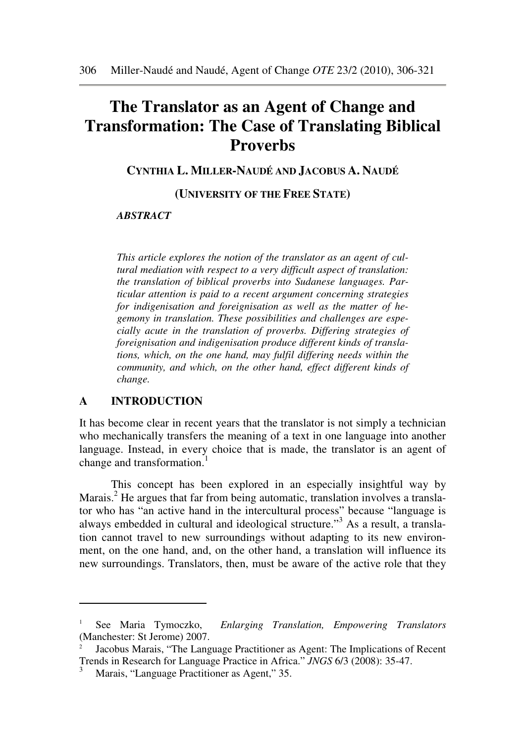# The Translator as an Agent of Change and Transformation: The Case of Translating Biblical Proverbs

**CYNTHIA L. MILLER-NAUDÉ AND JACOBUS A. NAUDÉ**

**(UNIVERSITY OF THE FREE STATE)**

***ABSTRACT***

*This article explores the notion of the translator as an agent of cultural mediation with respect to a very difficult aspect of translation: the translation of biblical proverbs into Sudanese languages. Particular attention is paid to a recent argument concerning strategies for indigenisation and foreignisation as well as the matter of hegemony in translation. These possibilities and challenges are especially acute in the translation of proverbs. Differing strategies of foreignisation and indigenisation produce different kinds of translations, which, on the one hand, may fulfil differing needs within the community, and which, on the other hand, effect different kinds of change.*

## A INTRODUCTION

It has become clear in recent years that the translator is not simply a technician who mechanically transfers the meaning of a text in one language into another language. Instead, in every choice that is made, the translator is an agent of change and transformation.[1]

This concept has been explored in an especially insightful way by Marais.[2] He argues that far from being automatic, translation involves a translator who has "an active hand in the intercultural process" because "language is always embedded in cultural and ideological structure."[3] As a result, a translation cannot travel to new surroundings without adapting to its new environment, on the one hand, and, on the other hand, a translation will influence its new surroundings. Translators, then, must be aware of the active role that they

---

[1] See Maria Tymoczko, *Enlarging Translation, Empowering Translators* (Manchester: St Jerome) 2007.

[2] Jacobus Marais, "The Language Practitioner as Agent: The Implications of Recent Trends in Research for Language Practice in Africa." *JNGS* 6/3 (2008): 35-47.

[3] Marais, "Language Practitioner as Agent," 35.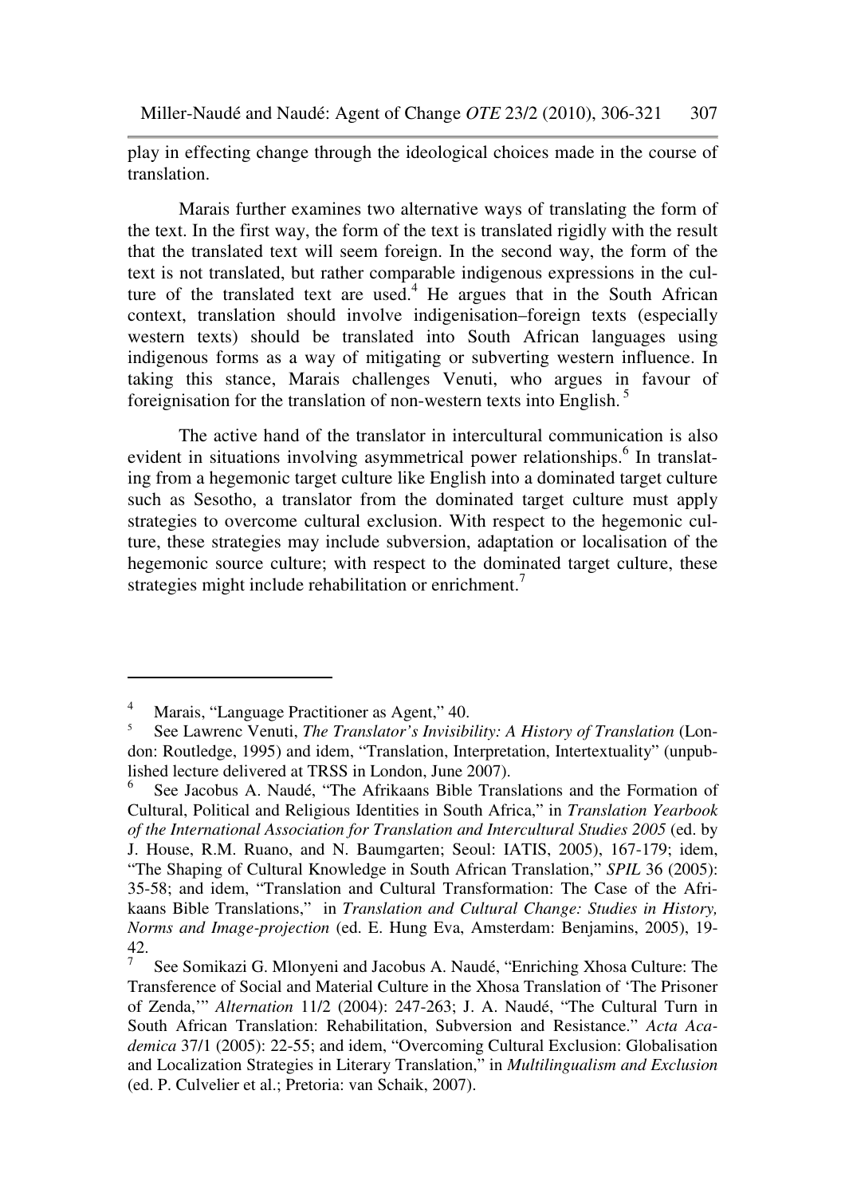play in effecting change through the ideological choices made in the course of translation.

Marais further examines two alternative ways of translating the form of the text. In the first way, the form of the text is translated rigidly with the result that the translated text will seem foreign. In the second way, the form of the text is not translated, but rather comparable indigenous expressions in the culture of the translated text are used.[4] He argues that in the South African context, translation should involve indigenisation–foreign texts (especially western texts) should be translated into South African languages using indigenous forms as a way of mitigating or subverting western influence. In taking this stance, Marais challenges Venuti, who argues in favour of foreignisation for the translation of non-western texts into English.[5]

The active hand of the translator in intercultural communication is also evident in situations involving asymmetrical power relationships.[6] In translating from a hegemonic target culture like English into a dominated target culture such as Sesotho, a translator from the dominated target culture must apply strategies to overcome cultural exclusion. With respect to the hegemonic culture, these strategies may include subversion, adaptation or localisation of the hegemonic source culture; with respect to the dominated target culture, these strategies might include rehabilitation or enrichment.[7]

---

[4] Marais, "Language Practitioner as Agent," 40.

[5] See Lawrenc Venuti, *The Translator's Invisibility: A History of Translation* (London: Routledge, 1995) and idem, "Translation, Interpretation, Intertextuality" (unpublished lecture delivered at TRSS in London, June 2007).

[6] See Jacobus A. Naudé, "The Afrikaans Bible Translations and the Formation of Cultural, Political and Religious Identities in South Africa," in *Translation Yearbook of the International Association for Translation and Intercultural Studies 2005* (ed. by J. House, R.M. Ruano, and N. Baumgarten; Seoul: IATIS, 2005), 167-179; idem, "The Shaping of Cultural Knowledge in South African Translation," *SPIL* 36 (2005): 35-58; and idem, "Translation and Cultural Transformation: The Case of the Afrikaans Bible Translations," in *Translation and Cultural Change: Studies in History, Norms and Image-projection* (ed. E. Hung Eva, Amsterdam: Benjamins, 2005), 19-42.

[7] See Somikazi G. Mlonyeni and Jacobus A. Naudé, "Enriching Xhosa Culture: The Transference of Social and Material Culture in the Xhosa Translation of 'The Prisoner of Zenda,'" *Alternation* 11/2 (2004): 247-263; J. A. Naudé, "The Cultural Turn in South African Translation: Rehabilitation, Subversion and Resistance." *Acta Academica* 37/1 (2005): 22-55; and idem, "Overcoming Cultural Exclusion: Globalisation and Localization Strategies in Literary Translation," in *Multilingualism and Exclusion* (ed. P. Culvelier et al.; Pretoria: van Schaik, 2007).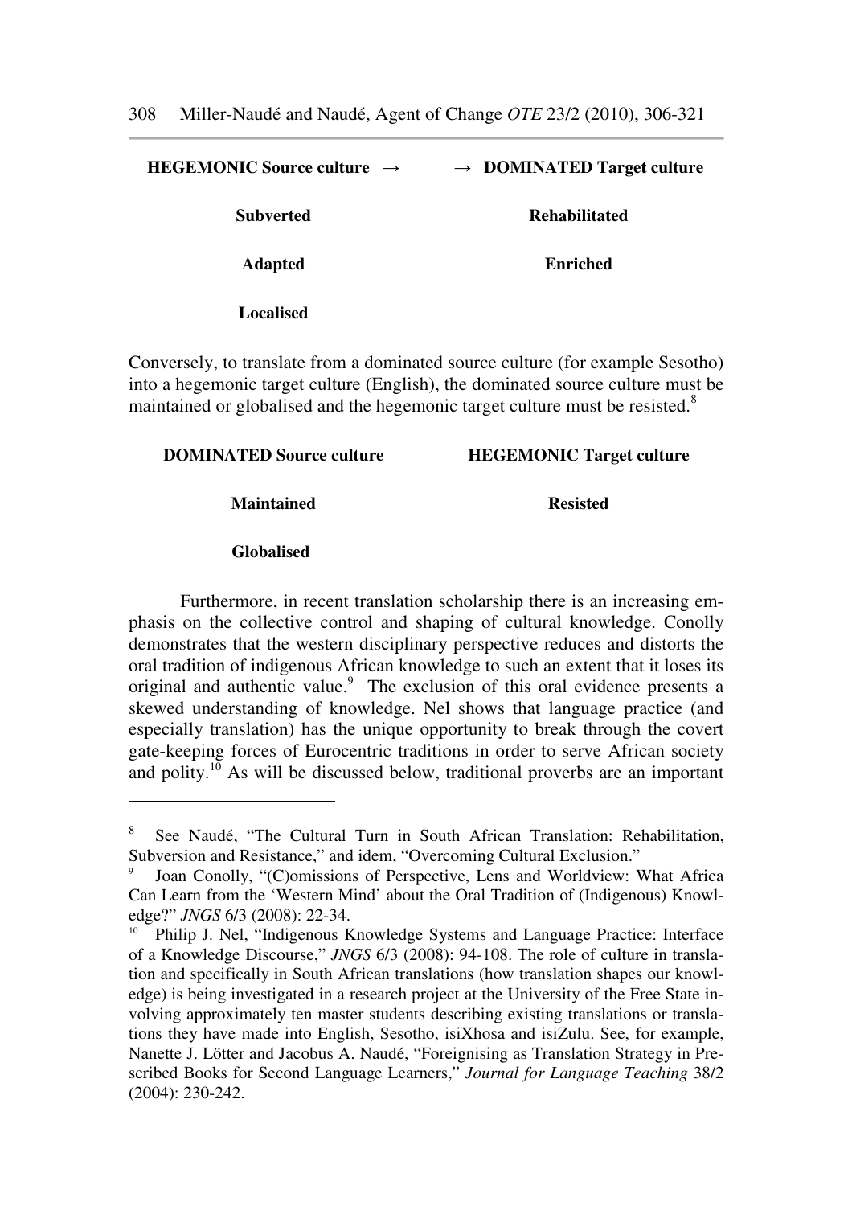| **HEGEMONIC Source culture →** | **→ DOMINATED Target culture** |
|---|---|
| **Subverted** | **Rehabilitated** |
| **Adapted** | **Enriched** |
| **Localised** | |

Conversely, to translate from a dominated source culture (for example Sesotho) into a hegemonic target culture (English), the dominated source culture must be maintained or globalised and the hegemonic target culture must be resisted.[8]

| **DOMINATED Source culture** | **HEGEMONIC Target culture** |
|---|---|
| **Maintained** | **Resisted** |
| **Globalised** | |

Furthermore, in recent translation scholarship there is an increasing emphasis on the collective control and shaping of cultural knowledge. Conolly demonstrates that the western disciplinary perspective reduces and distorts the oral tradition of indigenous African knowledge to such an extent that it loses its original and authentic value.[9] The exclusion of this oral evidence presents a skewed understanding of knowledge. Nel shows that language practice (and especially translation) has the unique opportunity to break through the covert gate-keeping forces of Eurocentric traditions in order to serve African society and polity.[10] As will be discussed below, traditional proverbs are an important

---

[8] See Naudé, "The Cultural Turn in South African Translation: Rehabilitation, Subversion and Resistance," and idem, "Overcoming Cultural Exclusion."

[9] Joan Conolly, "(C)omissions of Perspective, Lens and Worldview: What Africa Can Learn from the 'Western Mind' about the Oral Tradition of (Indigenous) Knowledge?" *JNGS* 6/3 (2008): 22-34.

[10] Philip J. Nel, "Indigenous Knowledge Systems and Language Practice: Interface of a Knowledge Discourse," *JNGS* 6/3 (2008): 94-108. The role of culture in translation and specifically in South African translations (how translation shapes our knowledge) is being investigated in a research project at the University of the Free State involving approximately ten master students describing existing translations or translations they have made into English, Sesotho, isiXhosa and isiZulu. See, for example, Nanette J. Lötter and Jacobus A. Naudé, "Foreignising as Translation Strategy in Prescribed Books for Second Language Learners," *Journal for Language Teaching* 38/2 (2004): 230-242.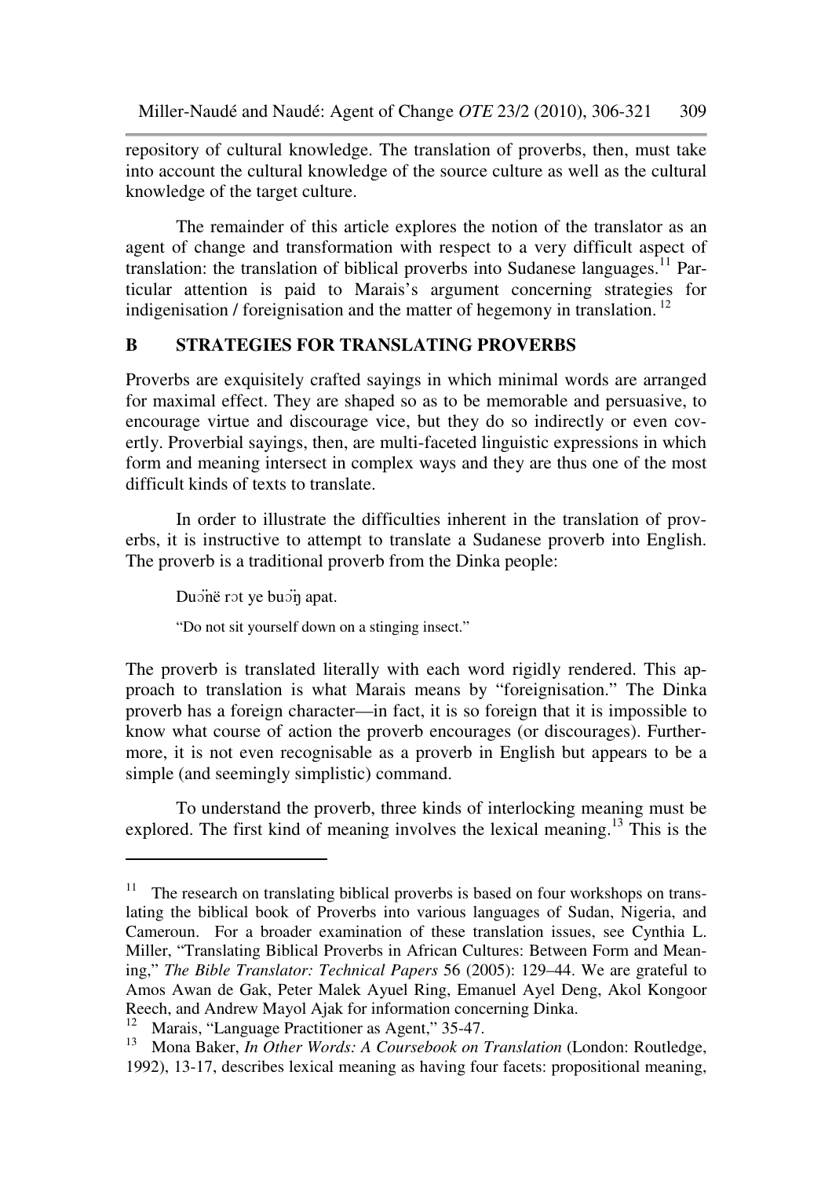repository of cultural knowledge. The translation of proverbs, then, must take into account the cultural knowledge of the source culture as well as the cultural knowledge of the target culture.

The remainder of this article explores the notion of the translator as an agent of change and transformation with respect to a very difficult aspect of translation: the translation of biblical proverbs into Sudanese languages.[11] Particular attention is paid to Marais's argument concerning strategies for indigenisation / foreignisation and the matter of hegemony in translation.[12]

## B STRATEGIES FOR TRANSLATING PROVERBS

Proverbs are exquisitely crafted sayings in which minimal words are arranged for maximal effect. They are shaped so as to be memorable and persuasive, to encourage virtue and discourage vice, but they do so indirectly or even covertly. Proverbial sayings, then, are multi-faceted linguistic expressions in which form and meaning intersect in complex ways and they are thus one of the most difficult kinds of texts to translate.

In order to illustrate the difficulties inherent in the translation of proverbs, it is instructive to attempt to translate a Sudanese proverb into English. The proverb is a traditional proverb from the Dinka people:

> Duɔ̈në rɔt ye buɔ̈ŋ apat.
>
> "Do not sit yourself down on a stinging insect."

The proverb is translated literally with each word rigidly rendered. This approach to translation is what Marais means by "foreignisation." The Dinka proverb has a foreign character—in fact, it is so foreign that it is impossible to know what course of action the proverb encourages (or discourages). Furthermore, it is not even recognisable as a proverb in English but appears to be a simple (and seemingly simplistic) command.

To understand the proverb, three kinds of interlocking meaning must be explored. The first kind of meaning involves the lexical meaning.[13] This is the

---

[11] The research on translating biblical proverbs is based on four workshops on translating the biblical book of Proverbs into various languages of Sudan, Nigeria, and Cameroun. For a broader examination of these translation issues, see Cynthia L. Miller, "Translating Biblical Proverbs in African Cultures: Between Form and Meaning," *The Bible Translator: Technical Papers* 56 (2005): 129–44. We are grateful to Amos Awan de Gak, Peter Malek Ayuel Ring, Emanuel Ayel Deng, Akol Kongoor Reech, and Andrew Mayol Ajak for information concerning Dinka.

[12] Marais, "Language Practitioner as Agent," 35-47.

[13] Mona Baker, *In Other Words: A Coursebook on Translation* (London: Routledge, 1992), 13-17, describes lexical meaning as having four facets: propositional meaning,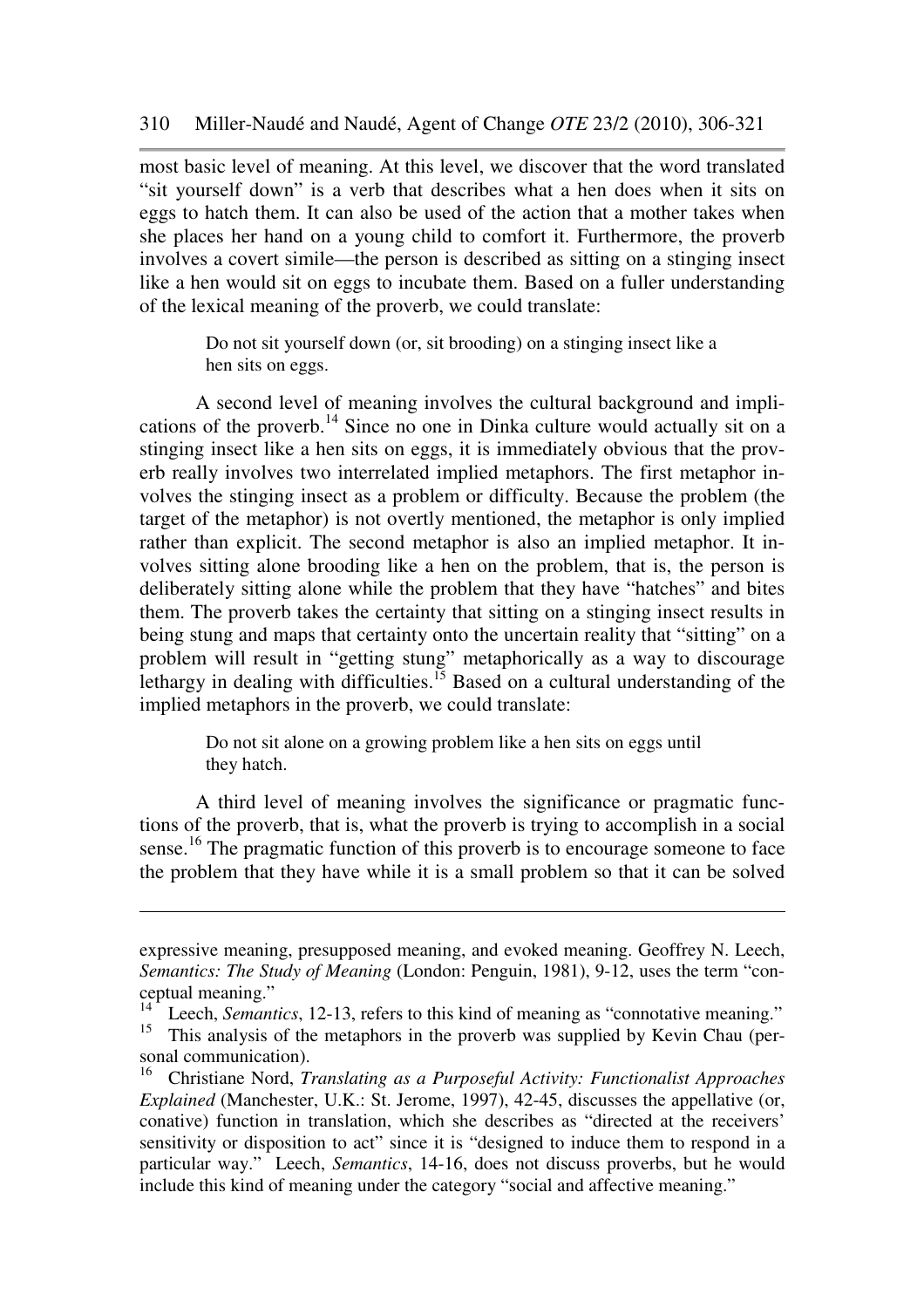most basic level of meaning. At this level, we discover that the word translated "sit yourself down" is a verb that describes what a hen does when it sits on eggs to hatch them. It can also be used of the action that a mother takes when she places her hand on a young child to comfort it. Furthermore, the proverb involves a covert simile—the person is described as sitting on a stinging insect like a hen would sit on eggs to incubate them. Based on a fuller understanding of the lexical meaning of the proverb, we could translate:

> Do not sit yourself down (or, sit brooding) on a stinging insect like a hen sits on eggs.

A second level of meaning involves the cultural background and implications of the proverb.[14] Since no one in Dinka culture would actually sit on a stinging insect like a hen sits on eggs, it is immediately obvious that the proverb really involves two interrelated implied metaphors. The first metaphor involves the stinging insect as a problem or difficulty. Because the problem (the target of the metaphor) is not overtly mentioned, the metaphor is only implied rather than explicit. The second metaphor is also an implied metaphor. It involves sitting alone brooding like a hen on the problem, that is, the person is deliberately sitting alone while the problem that they have "hatches" and bites them. The proverb takes the certainty that sitting on a stinging insect results in being stung and maps that certainty onto the uncertain reality that "sitting" on a problem will result in "getting stung" metaphorically as a way to discourage lethargy in dealing with difficulties.[15] Based on a cultural understanding of the implied metaphors in the proverb, we could translate:

> Do not sit alone on a growing problem like a hen sits on eggs until they hatch.

A third level of meaning involves the significance or pragmatic functions of the proverb, that is, what the proverb is trying to accomplish in a social sense.[16] The pragmatic function of this proverb is to encourage someone to face the problem that they have while it is a small problem so that it can be solved

---

expressive meaning, presupposed meaning, and evoked meaning. Geoffrey N. Leech, *Semantics: The Study of Meaning* (London: Penguin, 1981), 9-12, uses the term "conceptual meaning."

[14] Leech, *Semantics*, 12-13, refers to this kind of meaning as "connotative meaning."

[15] This analysis of the metaphors in the proverb was supplied by Kevin Chau (personal communication).

[16] Christiane Nord, *Translating as a Purposeful Activity: Functionalist Approaches Explained* (Manchester, U.K.: St. Jerome, 1997), 42-45, discusses the appellative (or, conative) function in translation, which she describes as "directed at the receivers' sensitivity or disposition to act" since it is "designed to induce them to respond in a particular way." Leech, *Semantics*, 14-16, does not discuss proverbs, but he would include this kind of meaning under the category "social and affective meaning."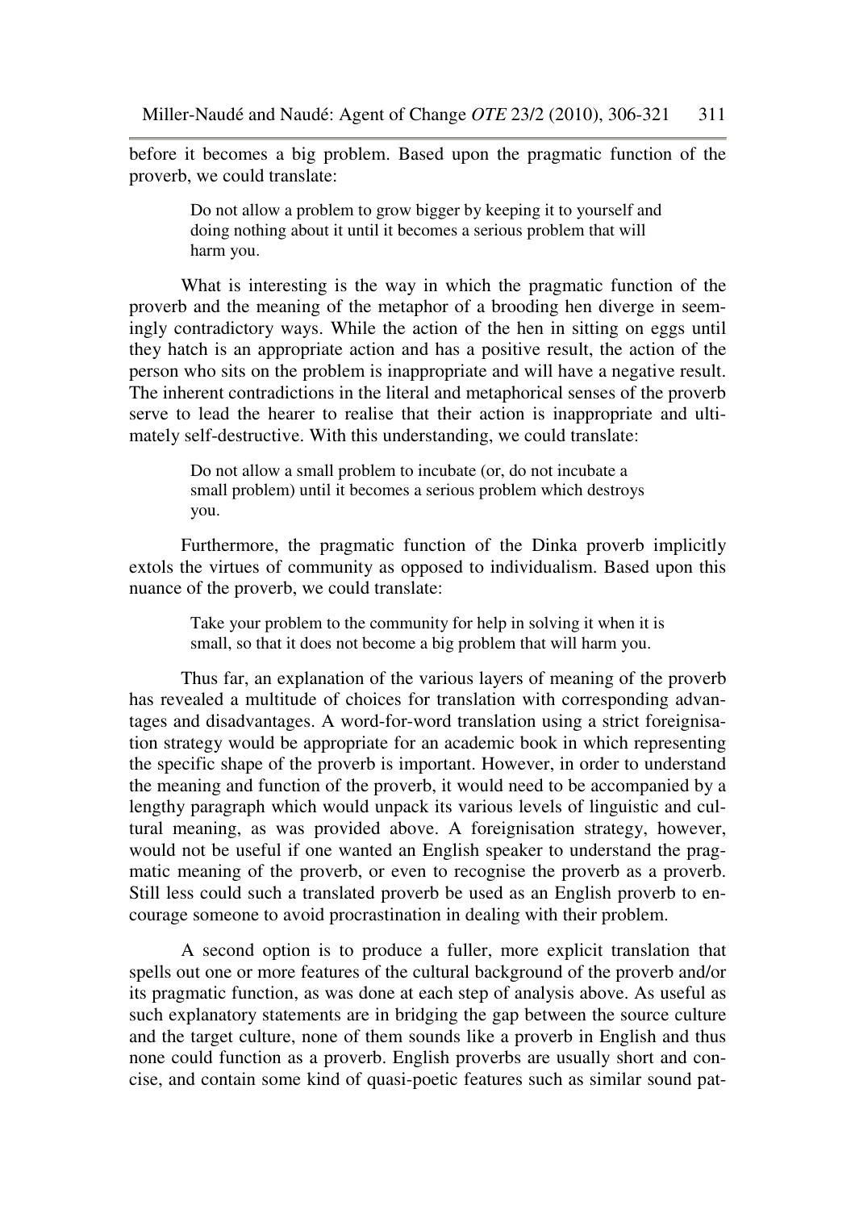before it becomes a big problem. Based upon the pragmatic function of the proverb, we could translate:

> Do not allow a problem to grow bigger by keeping it to yourself and doing nothing about it until it becomes a serious problem that will harm you.

What is interesting is the way in which the pragmatic function of the proverb and the meaning of the metaphor of a brooding hen diverge in seemingly contradictory ways. While the action of the hen in sitting on eggs until they hatch is an appropriate action and has a positive result, the action of the person who sits on the problem is inappropriate and will have a negative result. The inherent contradictions in the literal and metaphorical senses of the proverb serve to lead the hearer to realise that their action is inappropriate and ultimately self-destructive. With this understanding, we could translate:

> Do not allow a small problem to incubate (or, do not incubate a small problem) until it becomes a serious problem which destroys you.

Furthermore, the pragmatic function of the Dinka proverb implicitly extols the virtues of community as opposed to individualism. Based upon this nuance of the proverb, we could translate:

> Take your problem to the community for help in solving it when it is small, so that it does not become a big problem that will harm you.

Thus far, an explanation of the various layers of meaning of the proverb has revealed a multitude of choices for translation with corresponding advantages and disadvantages. A word-for-word translation using a strict foreignisation strategy would be appropriate for an academic book in which representing the specific shape of the proverb is important. However, in order to understand the meaning and function of the proverb, it would need to be accompanied by a lengthy paragraph which would unpack its various levels of linguistic and cultural meaning, as was provided above. A foreignisation strategy, however, would not be useful if one wanted an English speaker to understand the pragmatic meaning of the proverb, or even to recognise the proverb as a proverb. Still less could such a translated proverb be used as an English proverb to encourage someone to avoid procrastination in dealing with their problem.

A second option is to produce a fuller, more explicit translation that spells out one or more features of the cultural background of the proverb and/or its pragmatic function, as was done at each step of analysis above. As useful as such explanatory statements are in bridging the gap between the source culture and the target culture, none of them sounds like a proverb in English and thus none could function as a proverb. English proverbs are usually short and concise, and contain some kind of quasi-poetic features such as similar sound pat-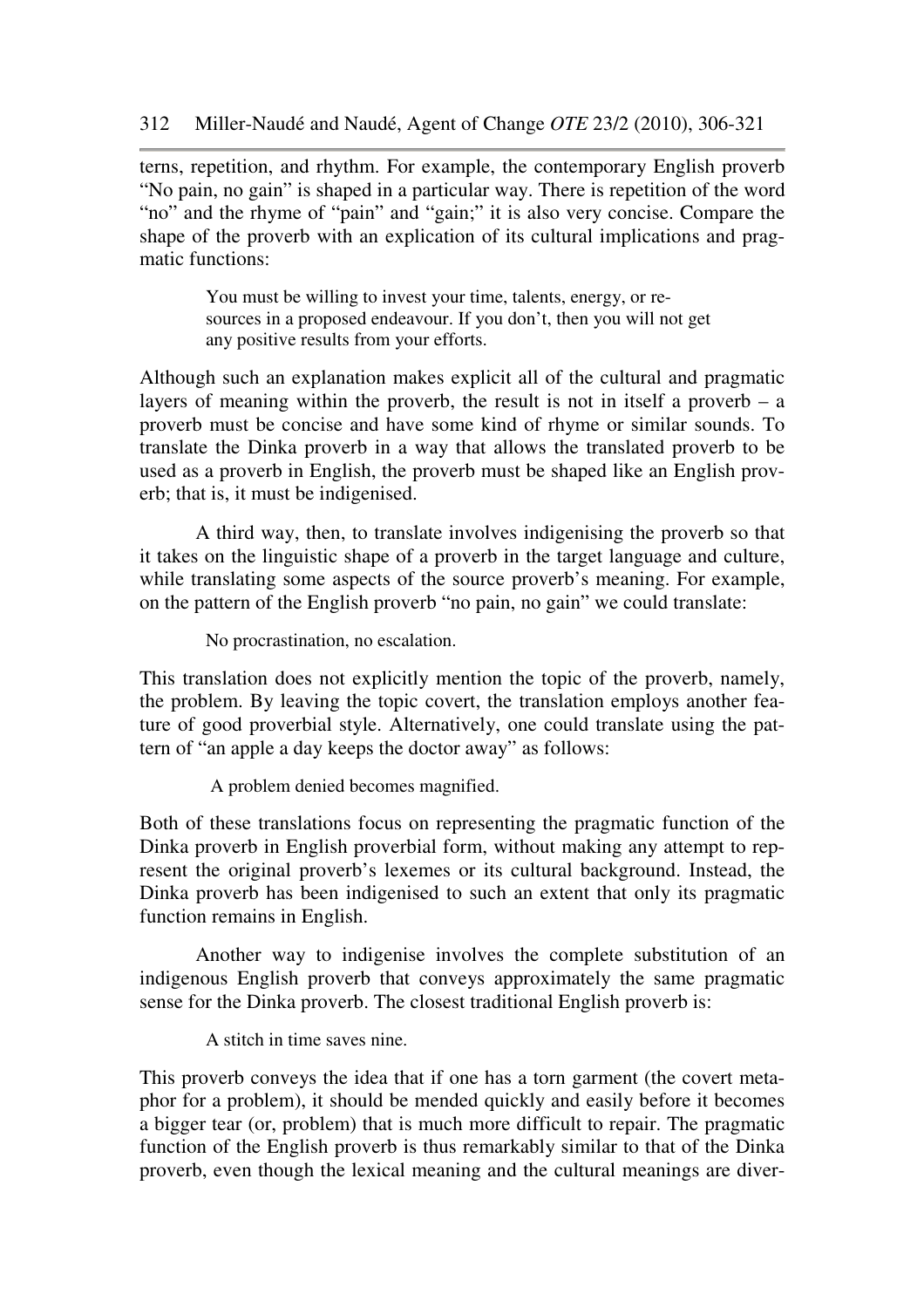terns, repetition, and rhythm. For example, the contemporary English proverb "No pain, no gain" is shaped in a particular way. There is repetition of the word "no" and the rhyme of "pain" and "gain;" it is also very concise. Compare the shape of the proverb with an explication of its cultural implications and pragmatic functions:

> You must be willing to invest your time, talents, energy, or resources in a proposed endeavour. If you don't, then you will not get any positive results from your efforts.

Although such an explanation makes explicit all of the cultural and pragmatic layers of meaning within the proverb, the result is not in itself a proverb – a proverb must be concise and have some kind of rhyme or similar sounds. To translate the Dinka proverb in a way that allows the translated proverb to be used as a proverb in English, the proverb must be shaped like an English proverb; that is, it must be indigenised.

A third way, then, to translate involves indigenising the proverb so that it takes on the linguistic shape of a proverb in the target language and culture, while translating some aspects of the source proverb's meaning. For example, on the pattern of the English proverb "no pain, no gain" we could translate:

> No procrastination, no escalation.

This translation does not explicitly mention the topic of the proverb, namely, the problem. By leaving the topic covert, the translation employs another feature of good proverbial style. Alternatively, one could translate using the pattern of "an apple a day keeps the doctor away" as follows:

> A problem denied becomes magnified.

Both of these translations focus on representing the pragmatic function of the Dinka proverb in English proverbial form, without making any attempt to represent the original proverb's lexemes or its cultural background. Instead, the Dinka proverb has been indigenised to such an extent that only its pragmatic function remains in English.

Another way to indigenise involves the complete substitution of an indigenous English proverb that conveys approximately the same pragmatic sense for the Dinka proverb. The closest traditional English proverb is:

> A stitch in time saves nine.

This proverb conveys the idea that if one has a torn garment (the covert metaphor for a problem), it should be mended quickly and easily before it becomes a bigger tear (or, problem) that is much more difficult to repair. The pragmatic function of the English proverb is thus remarkably similar to that of the Dinka proverb, even though the lexical meaning and the cultural meanings are diver-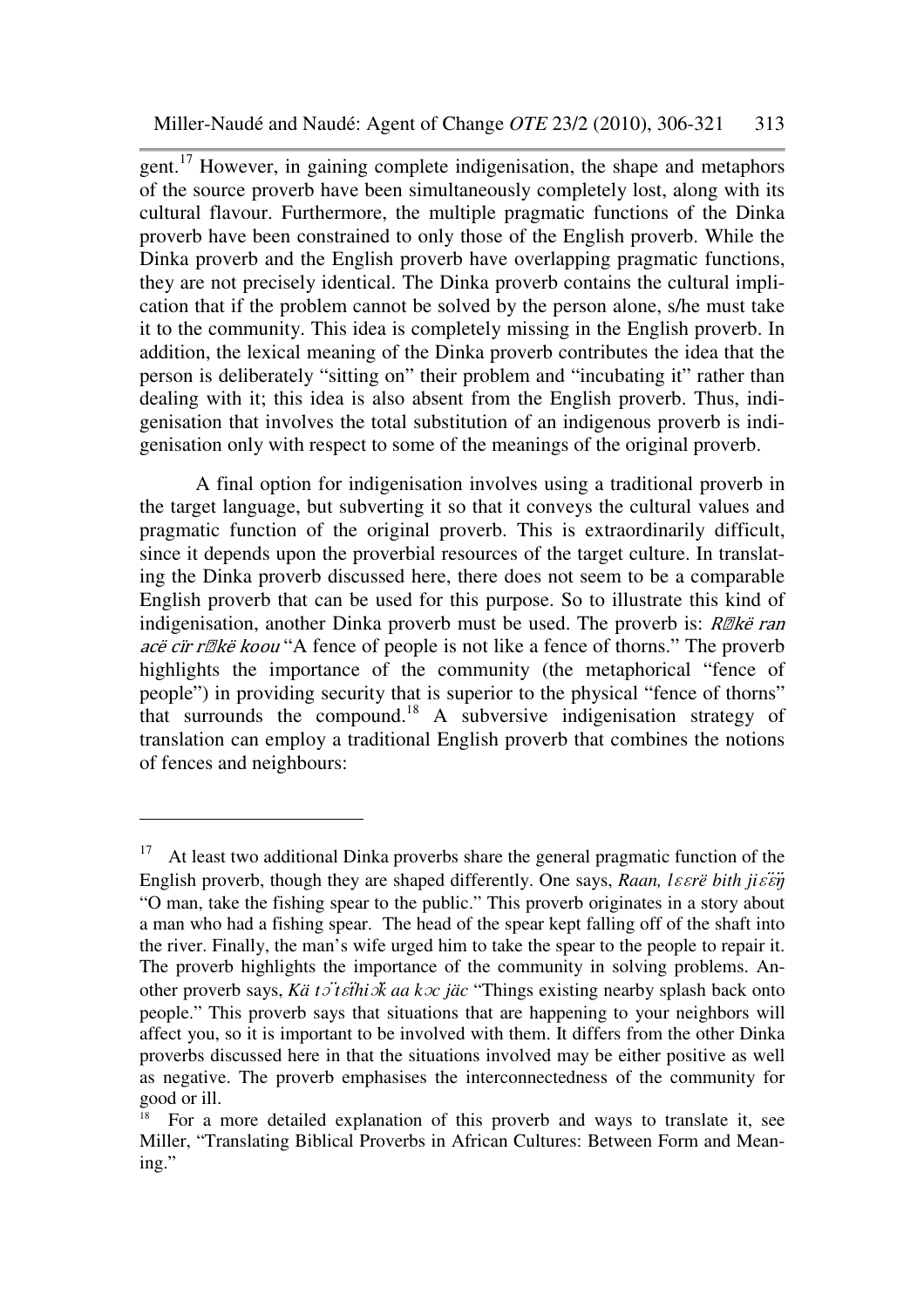gent.[17] However, in gaining complete indigenisation, the shape and metaphors of the source proverb have been simultaneously completely lost, along with its cultural flavour. Furthermore, the multiple pragmatic functions of the Dinka proverb have been constrained to only those of the English proverb. While the Dinka proverb and the English proverb have overlapping pragmatic functions, they are not precisely identical. The Dinka proverb contains the cultural implication that if the problem cannot be solved by the person alone, s/he must take it to the community. This idea is completely missing in the English proverb. In addition, the lexical meaning of the Dinka proverb contributes the idea that the person is deliberately "sitting on" their problem and "incubating it" rather than dealing with it; this idea is also absent from the English proverb. Thus, indigenisation that involves the total substitution of an indigenous proverb is indigenisation only with respect to some of the meanings of the original proverb.

A final option for indigenisation involves using a traditional proverb in the target language, but subverting it so that it conveys the cultural values and pragmatic function of the original proverb. This is extraordinarily difficult, since it depends upon the proverbial resources of the target culture. In translating the Dinka proverb discussed here, there does not seem to be a comparable English proverb that can be used for this purpose. So to illustrate this kind of indigenisation, another Dinka proverb must be used. The proverb is: *R?kë ran acë cïr r?kë koou* "A fence of people is not like a fence of thorns." The proverb highlights the importance of the community (the metaphorical "fence of people") in providing security that is superior to the physical "fence of thorns" that surrounds the compound.[18] A subversive indigenisation strategy of translation can employ a traditional English proverb that combines the notions of fences and neighbours:

---

[17] At least two additional Dinka proverbs share the general pragmatic function of the English proverb, though they are shaped differently. One says, *Raan, lɛɛrë bith jiɛ̈ɛ̈ŋ* "O man, take the fishing spear to the public." This proverb originates in a story about a man who had a fishing spear. The head of the spear kept falling off of the shaft into the river. Finally, the man's wife urged him to take the spear to the people to repair it. The proverb highlights the importance of the community in solving problems. Another proverb says, *Kä tɔ̈ tɛ̈hiɔ̈k aa kɔc jäc* "Things existing nearby splash back onto people." This proverb says that situations that are happening to your neighbors will affect you, so it is important to be involved with them. It differs from the other Dinka proverbs discussed here in that the situations involved may be either positive as well as negative. The proverb emphasises the interconnectedness of the community for good or ill.

[18] For a more detailed explanation of this proverb and ways to translate it, see Miller, "Translating Biblical Proverbs in African Cultures: Between Form and Meaning."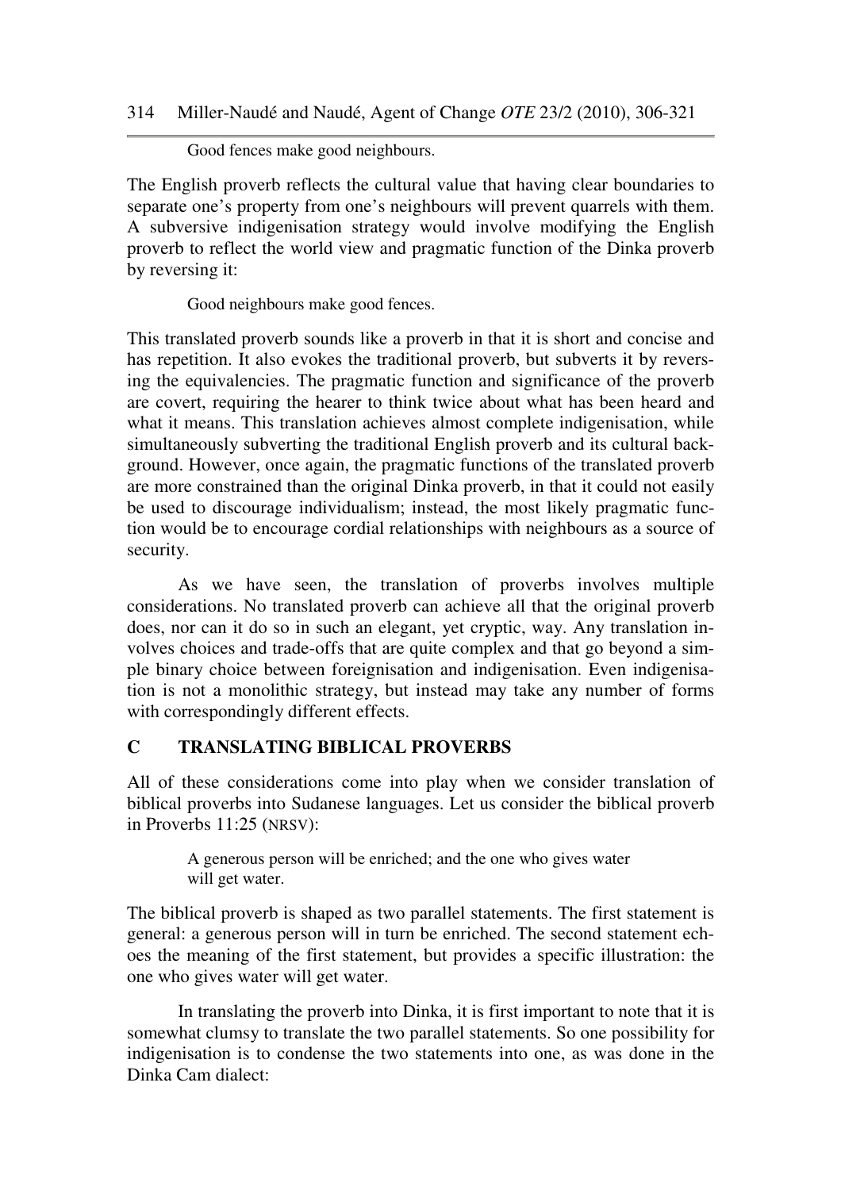Good fences make good neighbours.

The English proverb reflects the cultural value that having clear boundaries to separate one's property from one's neighbours will prevent quarrels with them. A subversive indigenisation strategy would involve modifying the English proverb to reflect the world view and pragmatic function of the Dinka proverb by reversing it:

Good neighbours make good fences.

This translated proverb sounds like a proverb in that it is short and concise and has repetition. It also evokes the traditional proverb, but subverts it by reversing the equivalencies. The pragmatic function and significance of the proverb are covert, requiring the hearer to think twice about what has been heard and what it means. This translation achieves almost complete indigenisation, while simultaneously subverting the traditional English proverb and its cultural background. However, once again, the pragmatic functions of the translated proverb are more constrained than the original Dinka proverb, in that it could not easily be used to discourage individualism; instead, the most likely pragmatic function would be to encourage cordial relationships with neighbours as a source of security.

As we have seen, the translation of proverbs involves multiple considerations. No translated proverb can achieve all that the original proverb does, nor can it do so in such an elegant, yet cryptic, way. Any translation involves choices and trade-offs that are quite complex and that go beyond a simple binary choice between foreignisation and indigenisation. Even indigenisation is not a monolithic strategy, but instead may take any number of forms with correspondingly different effects.

## C TRANSLATING BIBLICAL PROVERBS

All of these considerations come into play when we consider translation of biblical proverbs into Sudanese languages. Let us consider the biblical proverb in Proverbs 11:25 (NRSV):

A generous person will be enriched; and the one who gives water will get water.

The biblical proverb is shaped as two parallel statements. The first statement is general: a generous person will in turn be enriched. The second statement echoes the meaning of the first statement, but provides a specific illustration: the one who gives water will get water.

In translating the proverb into Dinka, it is first important to note that it is somewhat clumsy to translate the two parallel statements. So one possibility for indigenisation is to condense the two statements into one, as was done in the Dinka Cam dialect: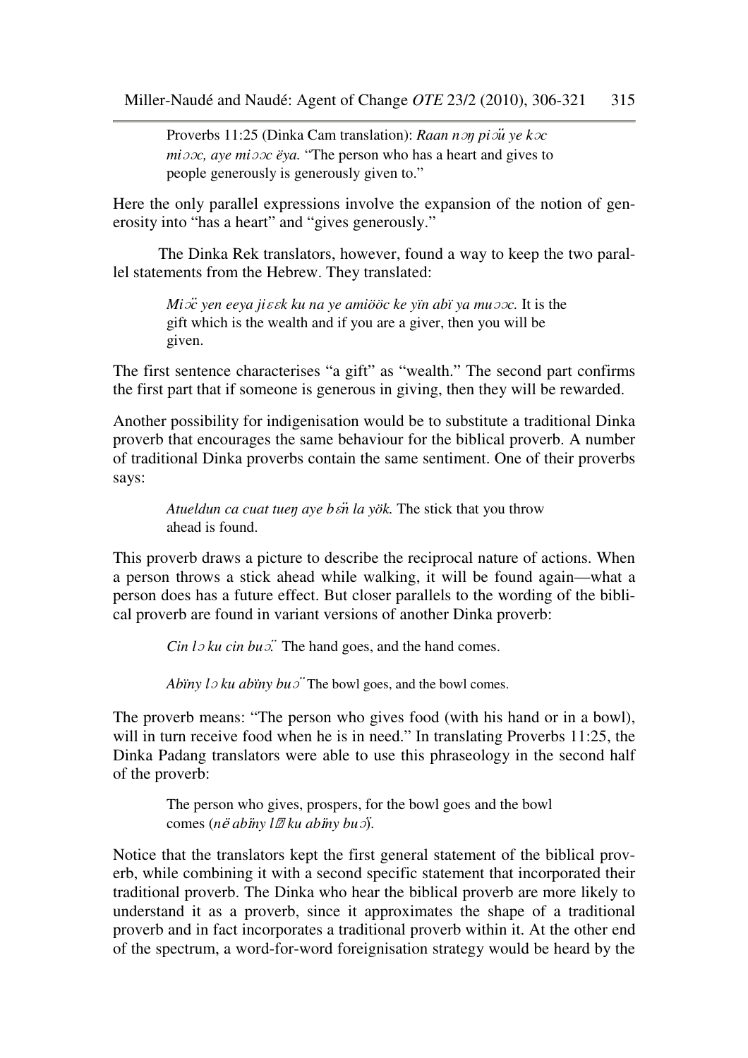Proverbs 11:25 (Dinka Cam translation): *Raan nɔŋ piɔ̈ü ye kɔc miɔɔc, aye miɔɔc ëya.* "The person who has a heart and gives to people generously is generously given to."

Here the only parallel expressions involve the expansion of the notion of generosity into "has a heart" and "gives generously."

The Dinka Rek translators, however, found a way to keep the two parallel statements from the Hebrew. They translated:

> *Miɔ̈c yen eeya jiɛɛk ku na ye amiööc ke yïn abï ya muɔɔc.* It is the gift which is the wealth and if you are a giver, then you will be given.

The first sentence characterises "a gift" as "wealth." The second part confirms the first part that if someone is generous in giving, then they will be rewarded.

Another possibility for indigenisation would be to substitute a traditional Dinka proverb that encourages the same behaviour for the biblical proverb. A number of traditional Dinka proverbs contain the same sentiment. One of their proverbs says:

> *Atueldun ca cuat tueŋ aye bɛ̈n la yök.* The stick that you throw ahead is found.

This proverb draws a picture to describe the reciprocal nature of actions. When a person throws a stick ahead while walking, it will be found again—what a person does has a future effect. But closer parallels to the wording of the biblical proverb are found in variant versions of another Dinka proverb:

> *Cin lɔ ku cin buɔ̈.* The hand goes, and the hand comes.
>
> *Abïny lɔ ku abïny buɔ̈* The bowl goes, and the bowl comes.

The proverb means: "The person who gives food (with his hand or in a bowl), will in turn receive food when he is in need." In translating Proverbs 11:25, the Dinka Padang translators were able to use this phraseology in the second half of the proverb:

> The person who gives, prospers, for the bowl goes and the bowl comes (*në abïny l*� *ku abïny buɔ̈*).

Notice that the translators kept the first general statement of the biblical proverb, while combining it with a second specific statement that incorporated their traditional proverb. The Dinka who hear the biblical proverb are more likely to understand it as a proverb, since it approximates the shape of a traditional proverb and in fact incorporates a traditional proverb within it. At the other end of the spectrum, a word-for-word foreignisation strategy would be heard by the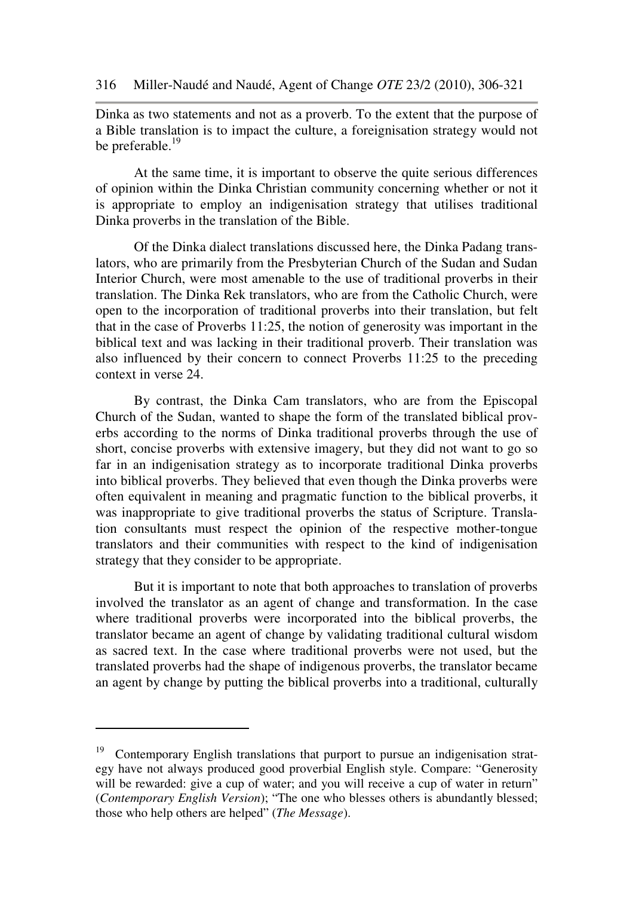Dinka as two statements and not as a proverb. To the extent that the purpose of a Bible translation is to impact the culture, a foreignisation strategy would not be preferable.[19]

At the same time, it is important to observe the quite serious differences of opinion within the Dinka Christian community concerning whether or not it is appropriate to employ an indigenisation strategy that utilises traditional Dinka proverbs in the translation of the Bible.

Of the Dinka dialect translations discussed here, the Dinka Padang translators, who are primarily from the Presbyterian Church of the Sudan and Sudan Interior Church, were most amenable to the use of traditional proverbs in their translation. The Dinka Rek translators, who are from the Catholic Church, were open to the incorporation of traditional proverbs into their translation, but felt that in the case of Proverbs 11:25, the notion of generosity was important in the biblical text and was lacking in their traditional proverb. Their translation was also influenced by their concern to connect Proverbs 11:25 to the preceding context in verse 24.

By contrast, the Dinka Cam translators, who are from the Episcopal Church of the Sudan, wanted to shape the form of the translated biblical proverbs according to the norms of Dinka traditional proverbs through the use of short, concise proverbs with extensive imagery, but they did not want to go so far in an indigenisation strategy as to incorporate traditional Dinka proverbs into biblical proverbs. They believed that even though the Dinka proverbs were often equivalent in meaning and pragmatic function to the biblical proverbs, it was inappropriate to give traditional proverbs the status of Scripture. Translation consultants must respect the opinion of the respective mother-tongue translators and their communities with respect to the kind of indigenisation strategy that they consider to be appropriate.

But it is important to note that both approaches to translation of proverbs involved the translator as an agent of change and transformation. In the case where traditional proverbs were incorporated into the biblical proverbs, the translator became an agent of change by validating traditional cultural wisdom as sacred text. In the case where traditional proverbs were not used, but the translated proverbs had the shape of indigenous proverbs, the translator became an agent by change by putting the biblical proverbs into a traditional, culturally

---

[19] Contemporary English translations that purport to pursue an indigenisation strategy have not always produced good proverbial English style. Compare: "Generosity will be rewarded: give a cup of water; and you will receive a cup of water in return" (*Contemporary English Version*); "The one who blesses others is abundantly blessed; those who help others are helped" (*The Message*).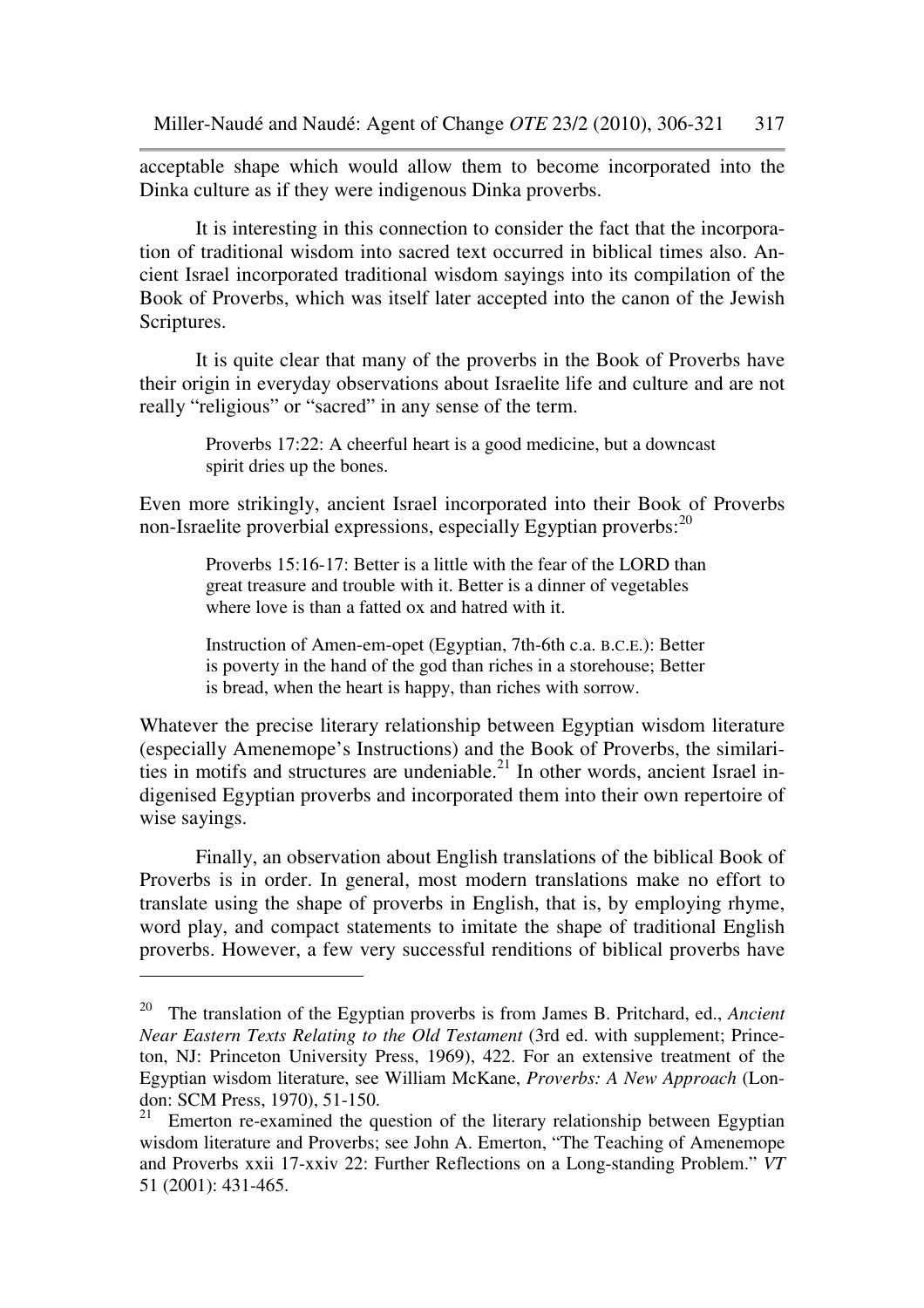acceptable shape which would allow them to become incorporated into the Dinka culture as if they were indigenous Dinka proverbs.

It is interesting in this connection to consider the fact that the incorporation of traditional wisdom into sacred text occurred in biblical times also. Ancient Israel incorporated traditional wisdom sayings into its compilation of the Book of Proverbs, which was itself later accepted into the canon of the Jewish Scriptures.

It is quite clear that many of the proverbs in the Book of Proverbs have their origin in everyday observations about Israelite life and culture and are not really "religious" or "sacred" in any sense of the term.

> Proverbs 17:22: A cheerful heart is a good medicine, but a downcast spirit dries up the bones.

Even more strikingly, ancient Israel incorporated into their Book of Proverbs non-Israelite proverbial expressions, especially Egyptian proverbs:[20]

> Proverbs 15:16-17: Better is a little with the fear of the LORD than great treasure and trouble with it. Better is a dinner of vegetables where love is than a fatted ox and hatred with it.

> Instruction of Amen-em-opet (Egyptian, 7th-6th c.a. B.C.E.): Better is poverty in the hand of the god than riches in a storehouse; Better is bread, when the heart is happy, than riches with sorrow.

Whatever the precise literary relationship between Egyptian wisdom literature (especially Amenemope's Instructions) and the Book of Proverbs, the similarities in motifs and structures are undeniable.[21] In other words, ancient Israel indigenised Egyptian proverbs and incorporated them into their own repertoire of wise sayings.

Finally, an observation about English translations of the biblical Book of Proverbs is in order. In general, most modern translations make no effort to translate using the shape of proverbs in English, that is, by employing rhyme, word play, and compact statements to imitate the shape of traditional English proverbs. However, a few very successful renditions of biblical proverbs have

---

[20] The translation of the Egyptian proverbs is from James B. Pritchard, ed., *Ancient Near Eastern Texts Relating to the Old Testament* (3rd ed. with supplement; Princeton, NJ: Princeton University Press, 1969), 422. For an extensive treatment of the Egyptian wisdom literature, see William McKane, *Proverbs: A New Approach* (London: SCM Press, 1970), 51-150.

[21] Emerton re-examined the question of the literary relationship between Egyptian wisdom literature and Proverbs; see John A. Emerton, "The Teaching of Amenemope and Proverbs xxii 17-xxiv 22: Further Reflections on a Long-standing Problem." *VT* 51 (2001): 431-465.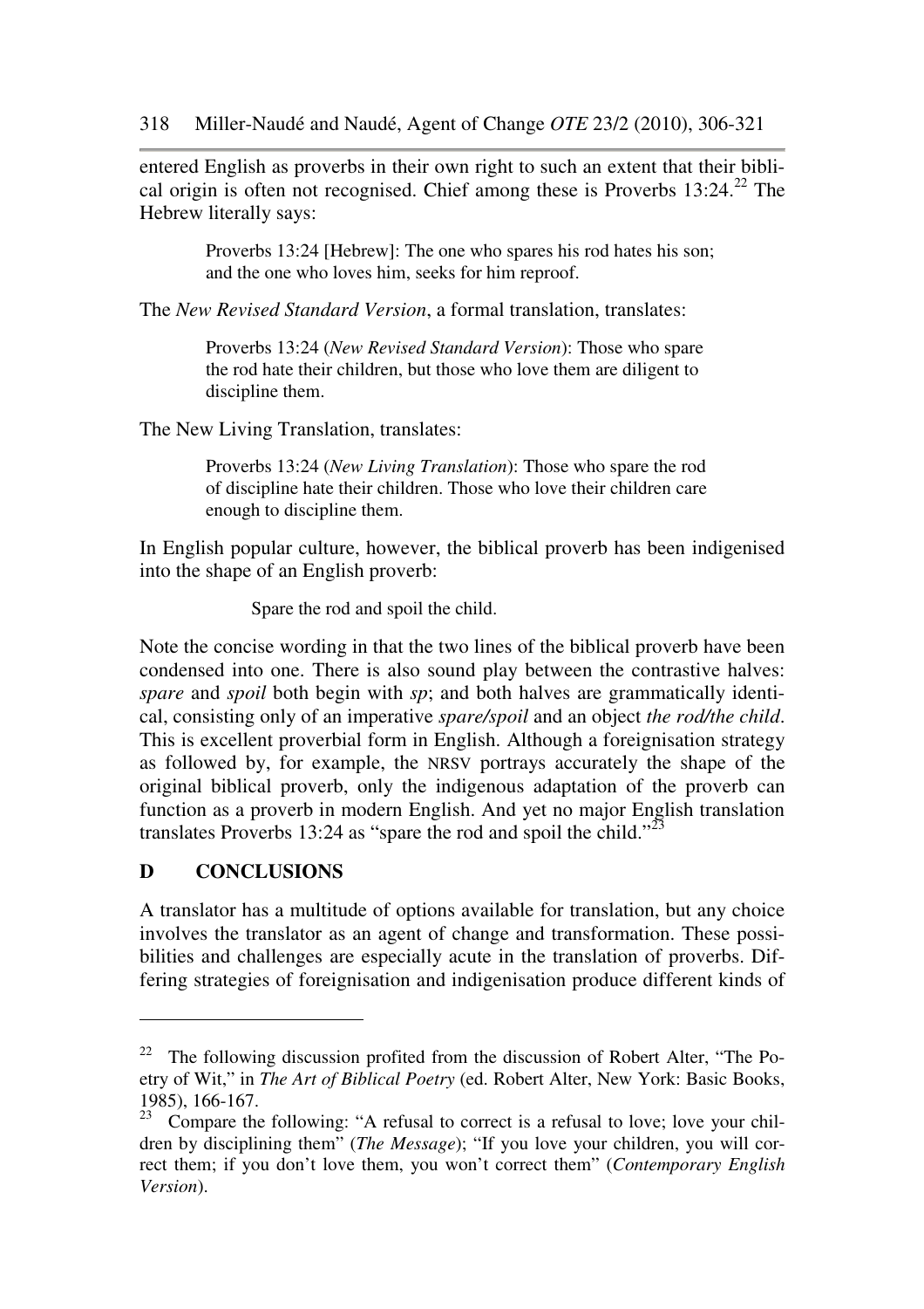entered English as proverbs in their own right to such an extent that their biblical origin is often not recognised. Chief among these is Proverbs 13:24.[22] The Hebrew literally says:

> Proverbs 13:24 [Hebrew]: The one who spares his rod hates his son; and the one who loves him, seeks for him reproof.

The *New Revised Standard Version*, a formal translation, translates:

> Proverbs 13:24 (*New Revised Standard Version*): Those who spare the rod hate their children, but those who love them are diligent to discipline them.

The New Living Translation, translates:

> Proverbs 13:24 (*New Living Translation*): Those who spare the rod of discipline hate their children. Those who love their children care enough to discipline them.

In English popular culture, however, the biblical proverb has been indigenised into the shape of an English proverb:

> Spare the rod and spoil the child.

Note the concise wording in that the two lines of the biblical proverb have been condensed into one. There is also sound play between the contrastive halves: *spare* and *spoil* both begin with *sp*; and both halves are grammatically identical, consisting only of an imperative *spare/spoil* and an object *the rod/the child*. This is excellent proverbial form in English. Although a foreignisation strategy as followed by, for example, the NRSV portrays accurately the shape of the original biblical proverb, only the indigenous adaptation of the proverb can function as a proverb in modern English. And yet no major English translation translates Proverbs 13:24 as "spare the rod and spoil the child."[23]

## D CONCLUSIONS

A translator has a multitude of options available for translation, but any choice involves the translator as an agent of change and transformation. These possibilities and challenges are especially acute in the translation of proverbs. Differing strategies of foreignisation and indigenisation produce different kinds of

---

[22] The following discussion profited from the discussion of Robert Alter, "The Poetry of Wit," in *The Art of Biblical Poetry* (ed. Robert Alter, New York: Basic Books, 1985), 166-167.

[23] Compare the following: "A refusal to correct is a refusal to love; love your children by disciplining them" (*The Message*); "If you love your children, you will correct them; if you don't love them, you won't correct them" (*Contemporary English Version*).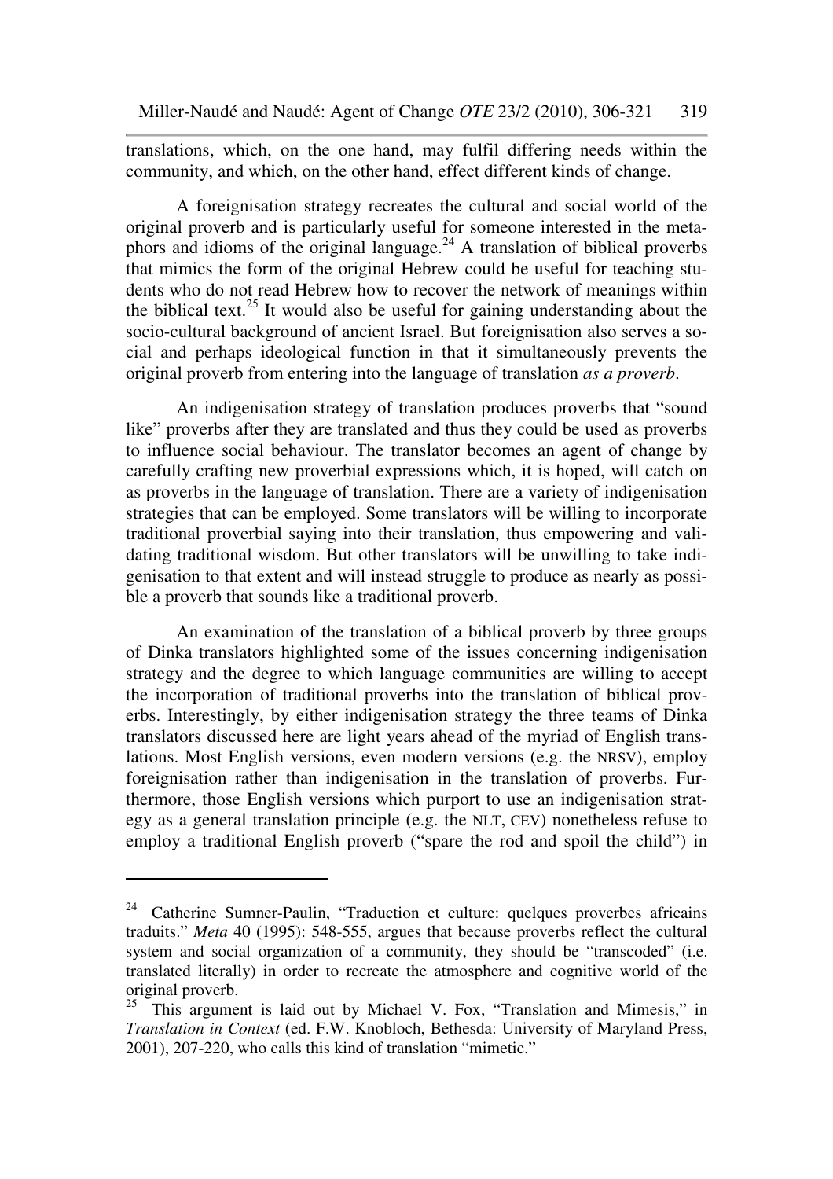translations, which, on the one hand, may fulfil differing needs within the community, and which, on the other hand, effect different kinds of change.

A foreignisation strategy recreates the cultural and social world of the original proverb and is particularly useful for someone interested in the metaphors and idioms of the original language.[24] A translation of biblical proverbs that mimics the form of the original Hebrew could be useful for teaching students who do not read Hebrew how to recover the network of meanings within the biblical text.[25] It would also be useful for gaining understanding about the socio-cultural background of ancient Israel. But foreignisation also serves a social and perhaps ideological function in that it simultaneously prevents the original proverb from entering into the language of translation *as a proverb*.

An indigenisation strategy of translation produces proverbs that "sound like" proverbs after they are translated and thus they could be used as proverbs to influence social behaviour. The translator becomes an agent of change by carefully crafting new proverbial expressions which, it is hoped, will catch on as proverbs in the language of translation. There are a variety of indigenisation strategies that can be employed. Some translators will be willing to incorporate traditional proverbial saying into their translation, thus empowering and validating traditional wisdom. But other translators will be unwilling to take indigenisation to that extent and will instead struggle to produce as nearly as possible a proverb that sounds like a traditional proverb.

An examination of the translation of a biblical proverb by three groups of Dinka translators highlighted some of the issues concerning indigenisation strategy and the degree to which language communities are willing to accept the incorporation of traditional proverbs into the translation of biblical proverbs. Interestingly, by either indigenisation strategy the three teams of Dinka translators discussed here are light years ahead of the myriad of English translations. Most English versions, even modern versions (e.g. the NRSV), employ foreignisation rather than indigenisation in the translation of proverbs. Furthermore, those English versions which purport to use an indigenisation strategy as a general translation principle (e.g. the NLT, CEV) nonetheless refuse to employ a traditional English proverb ("spare the rod and spoil the child") in

---

[24] Catherine Sumner-Paulin, "Traduction et culture: quelques proverbes africains traduits." *Meta* 40 (1995): 548-555, argues that because proverbs reflect the cultural system and social organization of a community, they should be "transcoded" (i.e. translated literally) in order to recreate the atmosphere and cognitive world of the original proverb.

[25] This argument is laid out by Michael V. Fox, "Translation and Mimesis," in *Translation in Context* (ed. F.W. Knobloch, Bethesda: University of Maryland Press, 2001), 207-220, who calls this kind of translation "mimetic."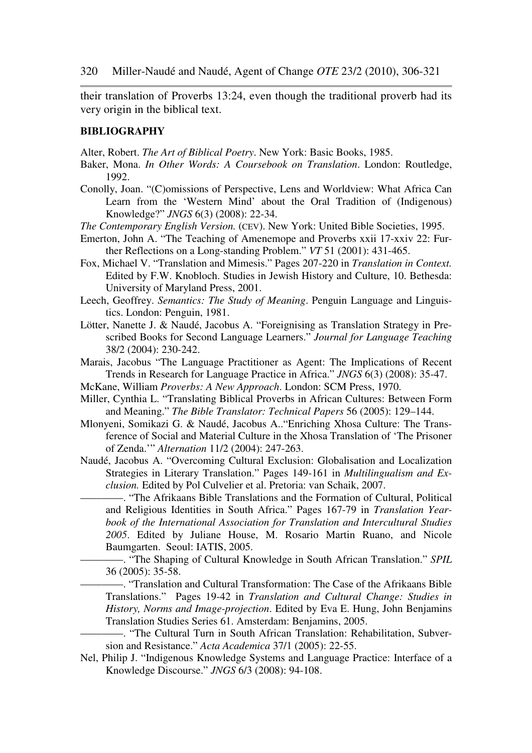their translation of Proverbs 13:24, even though the traditional proverb had its very origin in the biblical text.

## BIBLIOGRAPHY

Alter, Robert. *The Art of Biblical Poetry*. New York: Basic Books, 1985.

Baker, Mona. *In Other Words: A Coursebook on Translation*. London: Routledge, 1992.

Conolly, Joan. "(C)omissions of Perspective, Lens and Worldview: What Africa Can Learn from the 'Western Mind' about the Oral Tradition of (Indigenous) Knowledge?" *JNGS* 6(3) (2008): 22-34.

*The Contemporary English Version.* (CEV). New York: United Bible Societies, 1995.

Emerton, John A. "The Teaching of Amenemope and Proverbs xxii 17-xxiv 22: Further Reflections on a Long-standing Problem." *VT* 51 (2001): 431-465.

Fox, Michael V. "Translation and Mimesis." Pages 207-220 in *Translation in Context.* Edited by F.W. Knobloch. Studies in Jewish History and Culture, 10. Bethesda: University of Maryland Press, 2001.

Leech, Geoffrey. *Semantics: The Study of Meaning*. Penguin Language and Linguistics. London: Penguin, 1981.

Lötter, Nanette J. & Naudé, Jacobus A. "Foreignising as Translation Strategy in Prescribed Books for Second Language Learners." *Journal for Language Teaching* 38/2 (2004): 230-242.

Marais, Jacobus "The Language Practitioner as Agent: The Implications of Recent Trends in Research for Language Practice in Africa." *JNGS* 6(3) (2008): 35-47.

McKane, William *Proverbs: A New Approach*. London: SCM Press, 1970.

Miller, Cynthia L. "Translating Biblical Proverbs in African Cultures: Between Form and Meaning." *The Bible Translator: Technical Papers* 56 (2005): 129–144.

Mlonyeni, Somikazi G. & Naudé, Jacobus A.."Enriching Xhosa Culture: The Transference of Social and Material Culture in the Xhosa Translation of 'The Prisoner of Zenda.'" *Alternation* 11/2 (2004): 247-263.

Naudé, Jacobus A. "Overcoming Cultural Exclusion: Globalisation and Localization Strategies in Literary Translation." Pages 149-161 in *Multilingualism and Exclusion.* Edited by Pol Culvelier et al. Pretoria: van Schaik, 2007.

————. "The Afrikaans Bible Translations and the Formation of Cultural, Political and Religious Identities in South Africa." Pages 167-79 in *Translation Yearbook of the International Association for Translation and Intercultural Studies 2005*. Edited by Juliane House, M. Rosario Martin Ruano, and Nicole Baumgarten. Seoul: IATIS, 2005.

————. "The Shaping of Cultural Knowledge in South African Translation." *SPIL* 36 (2005): 35-58.

————. "Translation and Cultural Transformation: The Case of the Afrikaans Bible Translations." Pages 19-42 in *Translation and Cultural Change: Studies in History, Norms and Image-projection*. Edited by Eva E. Hung, John Benjamins Translation Studies Series 61. Amsterdam: Benjamins, 2005.

————. "The Cultural Turn in South African Translation: Rehabilitation, Subversion and Resistance." *Acta Academica* 37/1 (2005): 22-55.

Nel, Philip J. "Indigenous Knowledge Systems and Language Practice: Interface of a Knowledge Discourse." *JNGS* 6/3 (2008): 94-108.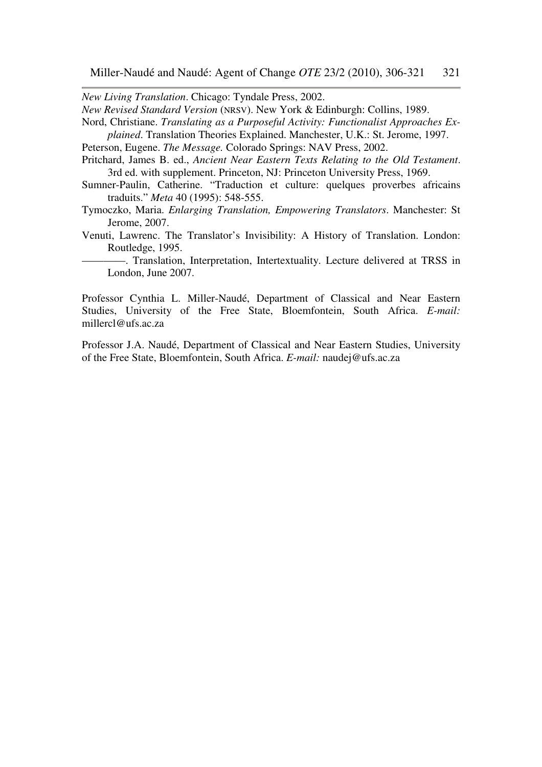*New Living Translation*. Chicago: Tyndale Press, 2002.

*New Revised Standard Version* (NRSV). New York & Edinburgh: Collins, 1989.

Nord, Christiane. *Translating as a Purposeful Activity: Functionalist Approaches Explained*. Translation Theories Explained. Manchester, U.K.: St. Jerome, 1997.

Peterson, Eugene. *The Message.* Colorado Springs: NAV Press, 2002.

Pritchard, James B. ed., *Ancient Near Eastern Texts Relating to the Old Testament*. 3rd ed. with supplement. Princeton, NJ: Princeton University Press, 1969.

Sumner-Paulin, Catherine. "Traduction et culture: quelques proverbes africains traduits." *Meta* 40 (1995): 548-555.

Tymoczko, Maria. *Enlarging Translation, Empowering Translators*. Manchester: St Jerome, 2007.

Venuti, Lawrenc. The Translator's Invisibility: A History of Translation. London: Routledge, 1995.

————. Translation, Interpretation, Intertextuality. Lecture delivered at TRSS in London, June 2007.

Professor Cynthia L. Miller-Naudé, Department of Classical and Near Eastern Studies, University of the Free State, Bloemfontein, South Africa. *E-mail:* millercl@ufs.ac.za

Professor J.A. Naudé, Department of Classical and Near Eastern Studies, University of the Free State, Bloemfontein, South Africa. *E-mail:* naudej@ufs.ac.za